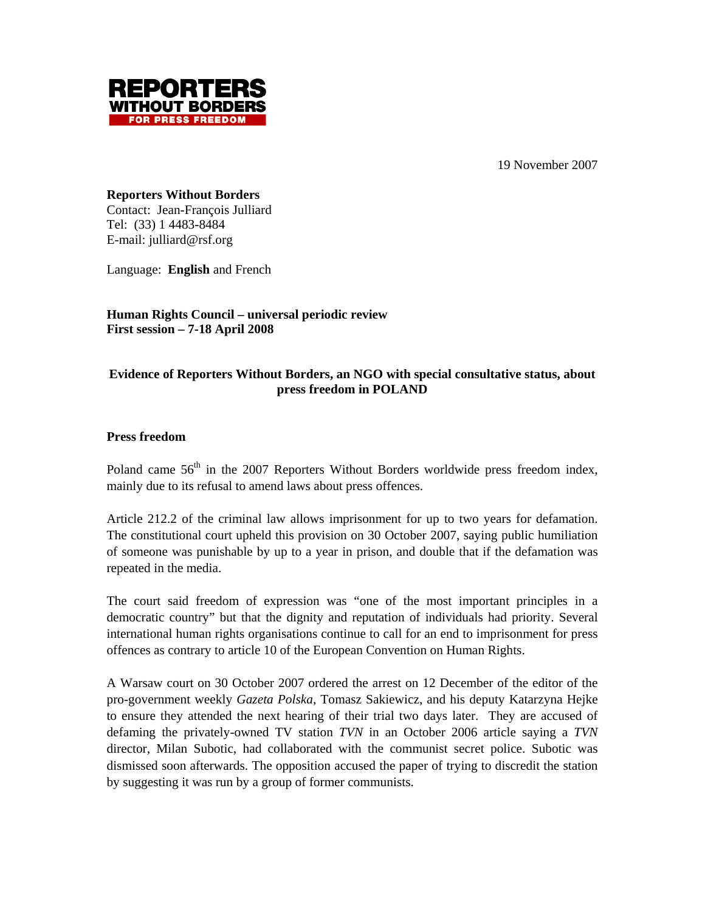REPORTERS WITHOUT BORDERS
FOR PRESS FREEDOM

19 November 2007

**Reporters Without Borders**
Contact: Jean-François Julliard
Tel: (33) 1 4483-8484
E-mail: julliard@rsf.org

Language: **English** and French

**Human Rights Council – universal periodic review**
**First session – 7-18 April 2008**

**Evidence of Reporters Without Borders, an NGO with special consultative status, about press freedom in POLAND**

## Press freedom

Poland came 56th in the 2007 Reporters Without Borders worldwide press freedom index, mainly due to its refusal to amend laws about press offences.

Article 212.2 of the criminal law allows imprisonment for up to two years for defamation. The constitutional court upheld this provision on 30 October 2007, saying public humiliation of someone was punishable by up to a year in prison, and double that if the defamation was repeated in the media.

The court said freedom of expression was "one of the most important principles in a democratic country" but that the dignity and reputation of individuals had priority. Several international human rights organisations continue to call for an end to imprisonment for press offences as contrary to article 10 of the European Convention on Human Rights.

A Warsaw court on 30 October 2007 ordered the arrest on 12 December of the editor of the pro-government weekly *Gazeta Polska*, Tomasz Sakiewicz, and his deputy Katarzyna Hejke to ensure they attended the next hearing of their trial two days later. They are accused of defaming the privately-owned TV station *TVN* in an October 2006 article saying a *TVN* director, Milan Subotic, had collaborated with the communist secret police. Subotic was dismissed soon afterwards. The opposition accused the paper of trying to discredit the station by suggesting it was run by a group of former communists.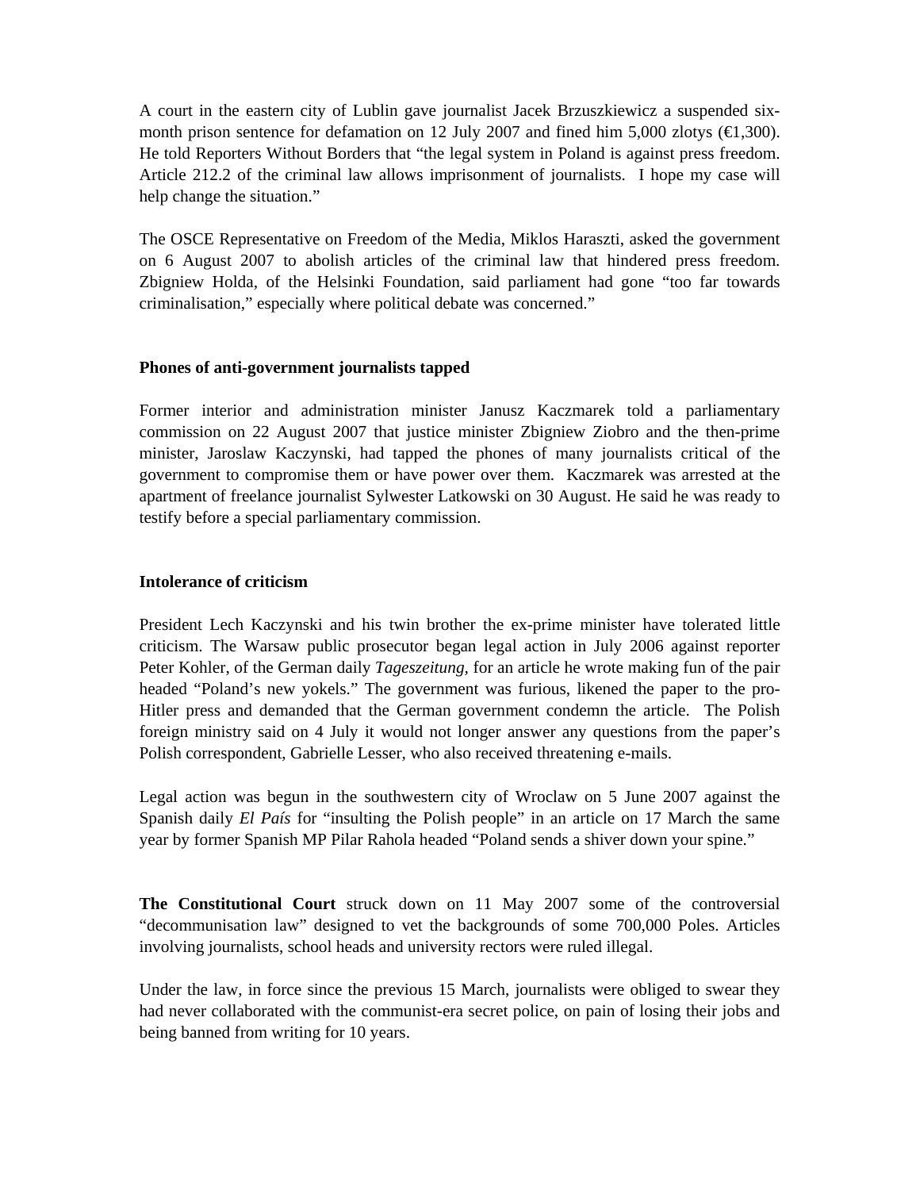A court in the eastern city of Lublin gave journalist Jacek Brzuszkiewicz a suspended six-month prison sentence for defamation on 12 July 2007 and fined him 5,000 zlotys (€1,300). He told Reporters Without Borders that "the legal system in Poland is against press freedom. Article 212.2 of the criminal law allows imprisonment of journalists. I hope my case will help change the situation."

The OSCE Representative on Freedom of the Media, Miklos Haraszti, asked the government on 6 August 2007 to abolish articles of the criminal law that hindered press freedom. Zbigniew Holda, of the Helsinki Foundation, said parliament had gone "too far towards criminalisation," especially where political debate was concerned."

**Phones of anti-government journalists tapped**

Former interior and administration minister Janusz Kaczmarek told a parliamentary commission on 22 August 2007 that justice minister Zbigniew Ziobro and the then-prime minister, Jaroslaw Kaczynski, had tapped the phones of many journalists critical of the government to compromise them or have power over them. Kaczmarek was arrested at the apartment of freelance journalist Sylwester Latkowski on 30 August. He said he was ready to testify before a special parliamentary commission.

**Intolerance of criticism**

President Lech Kaczynski and his twin brother the ex-prime minister have tolerated little criticism. The Warsaw public prosecutor began legal action in July 2006 against reporter Peter Kohler, of the German daily *Tageszeitung,* for an article he wrote making fun of the pair headed "Poland's new yokels." The government was furious, likened the paper to the pro-Hitler press and demanded that the German government condemn the article. The Polish foreign ministry said on 4 July it would not longer answer any questions from the paper's Polish correspondent, Gabrielle Lesser, who also received threatening e-mails.

Legal action was begun in the southwestern city of Wroclaw on 5 June 2007 against the Spanish daily *El País* for "insulting the Polish people" in an article on 17 March the same year by former Spanish MP Pilar Rahola headed "Poland sends a shiver down your spine."

**The Constitutional Court** struck down on 11 May 2007 some of the controversial "decommunisation law" designed to vet the backgrounds of some 700,000 Poles. Articles involving journalists, school heads and university rectors were ruled illegal.

Under the law, in force since the previous 15 March, journalists were obliged to swear they had never collaborated with the communist-era secret police, on pain of losing their jobs and being banned from writing for 10 years.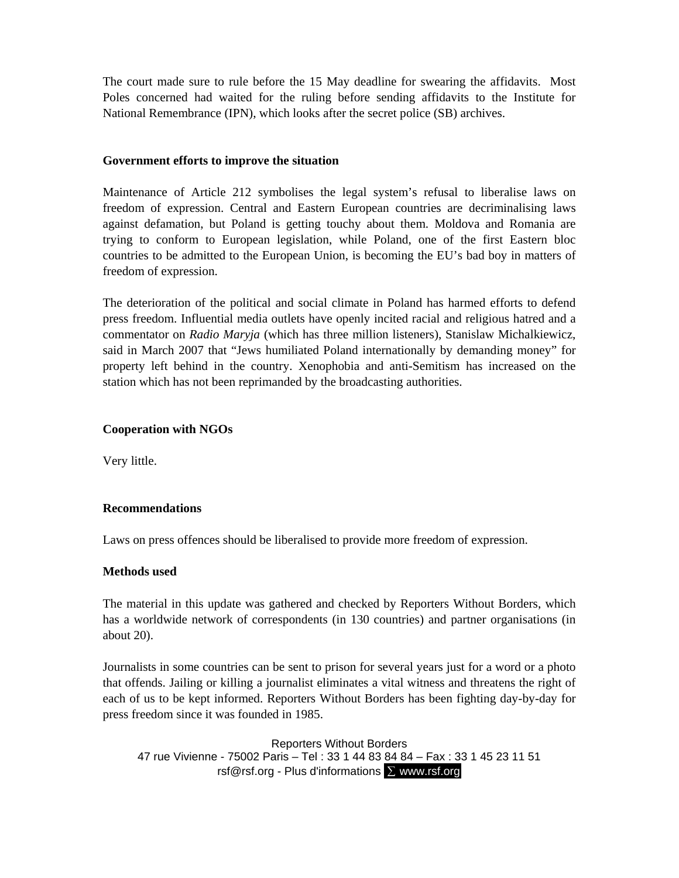The court made sure to rule before the 15 May deadline for swearing the affidavits. Most Poles concerned had waited for the ruling before sending affidavits to the Institute for National Remembrance (IPN), which looks after the secret police (SB) archives.

**Government efforts to improve the situation**

Maintenance of Article 212 symbolises the legal system's refusal to liberalise laws on freedom of expression. Central and Eastern European countries are decriminalising laws against defamation, but Poland is getting touchy about them. Moldova and Romania are trying to conform to European legislation, while Poland, one of the first Eastern bloc countries to be admitted to the European Union, is becoming the EU's bad boy in matters of freedom of expression.

The deterioration of the political and social climate in Poland has harmed efforts to defend press freedom. Influential media outlets have openly incited racial and religious hatred and a commentator on *Radio Maryja* (which has three million listeners), Stanislaw Michalkiewicz, said in March 2007 that "Jews humiliated Poland internationally by demanding money" for property left behind in the country. Xenophobia and anti-Semitism has increased on the station which has not been reprimanded by the broadcasting authorities.

**Cooperation with NGOs**

Very little.

**Recommendations**

Laws on press offences should be liberalised to provide more freedom of expression.

**Methods used**

The material in this update was gathered and checked by Reporters Without Borders, which has a worldwide network of correspondents (in 130 countries) and partner organisations (in about 20).

Journalists in some countries can be sent to prison for several years just for a word or a photo that offends. Jailing or killing a journalist eliminates a vital witness and threatens the right of each of us to be kept informed. Reporters Without Borders has been fighting day-by-day for press freedom since it was founded in 1985.

Reporters Without Borders
47 rue Vivienne - 75002 Paris – Tel : 33 1 44 83 84 84 – Fax : 33 1 45 23 11 51
rsf@rsf.org - Plus d'informations ∑ www.rsf.org